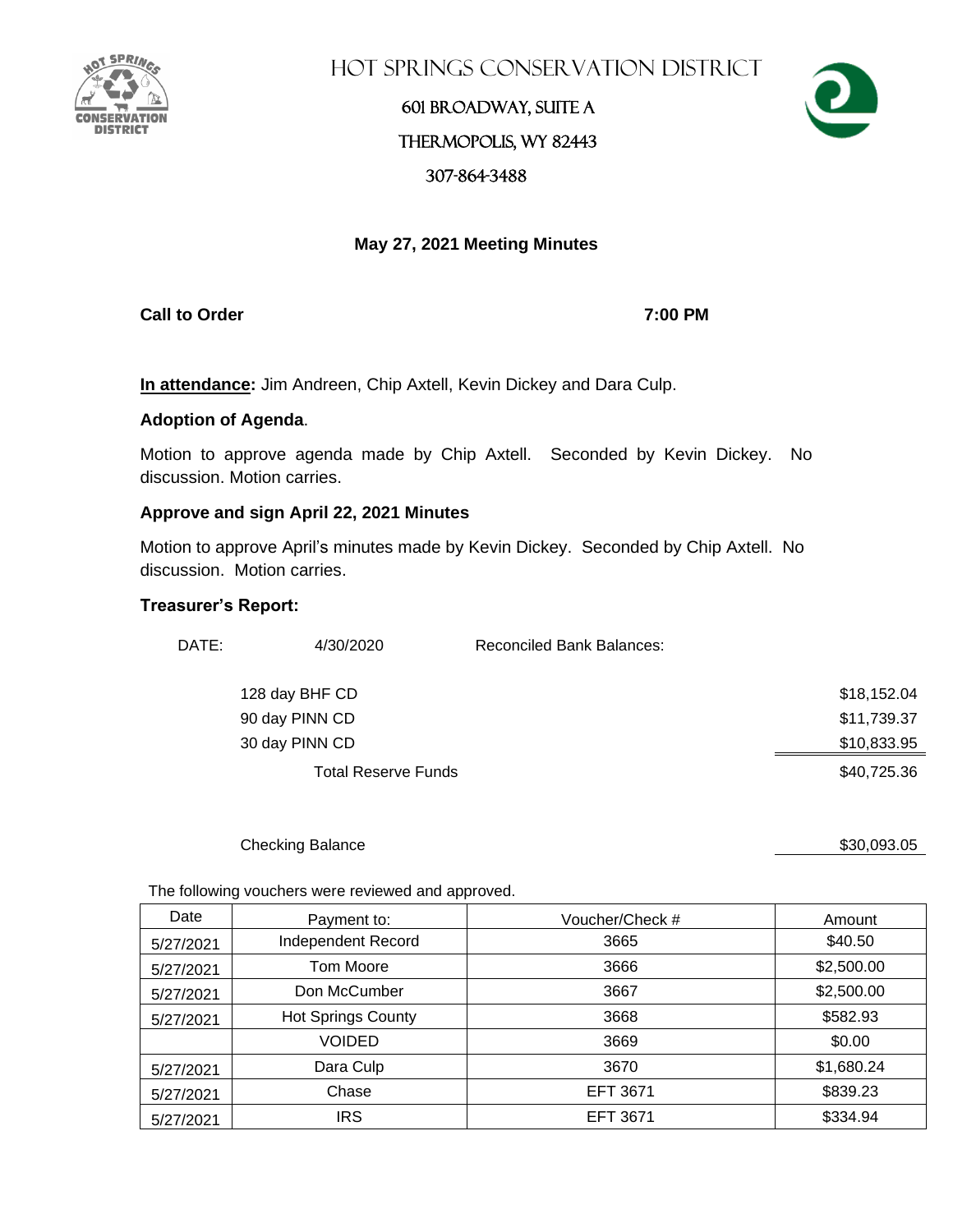# Hot Springs Conservation District

601 Broadway, Suite A

Thermopolis, WY 82443

307-864-3488

## May 27, 2021 Meeting Minutes

**Call to Order** **7:00 PM**

**In attendance:** Jim Andreen, Chip Axtell, Kevin Dickey and Dara Culp.

**Adoption of Agenda**.

Motion to approve agenda made by Chip Axtell. Seconded by Kevin Dickey. No discussion. Motion carries.

**Approve and sign April 22, 2021 Minutes**

Motion to approve April's minutes made by Kevin Dickey. Seconded by Chip Axtell. No discussion. Motion carries.

**Treasurer's Report:**

DATE: 4/30/2020 Reconciled Bank Balances:

| | |
|---|---|
| 128 day BHF CD | $18,152.04 |
| 90 day PINN CD | $11,739.37 |
| 30 day PINN CD | $10,833.95 |
| Total Reserve Funds | $40,725.36 |
| | |
| Checking Balance | $30,093.05 |

The following vouchers were reviewed and approved.

| Date | Payment to: | Voucher/Check # | Amount |
|---|---|---|---|
| 5/27/2021 | Independent Record | 3665 | $40.50 |
| 5/27/2021 | Tom Moore | 3666 | $2,500.00 |
| 5/27/2021 | Don McCumber | 3667 | $2,500.00 |
| 5/27/2021 | Hot Springs County | 3668 | $582.93 |
| | VOIDED | 3669 | $0.00 |
| 5/27/2021 | Dara Culp | 3670 | $1,680.24 |
| 5/27/2021 | Chase | EFT 3671 | $839.23 |
| 5/27/2021 | IRS | EFT 3671 | $334.94 |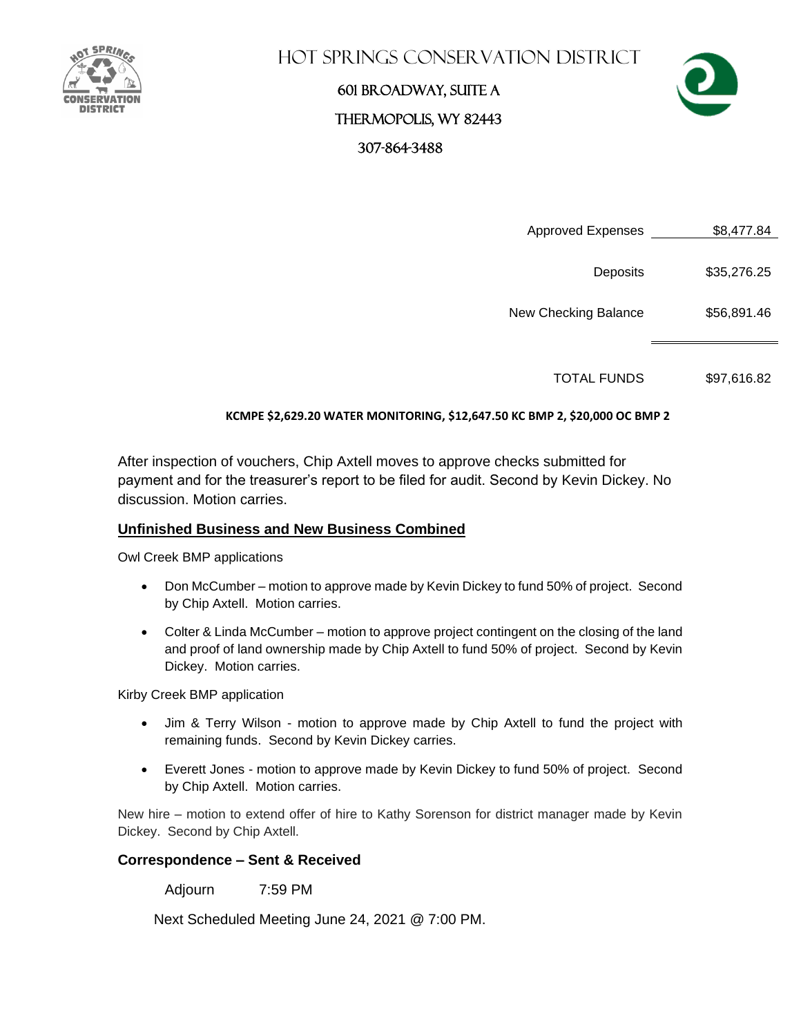HOT SPRINGS CONSERVATION DISTRICT

601 BROADWAY, SUITE A

THERMOPOLIS, WY 82443

307-864-3488

| | |
|---|---|
| Approved Expenses | $8,477.84 |
| Deposits | $35,276.25 |
| New Checking Balance | $56,891.46 |
| TOTAL FUNDS | $97,616.82 |

**KCMPE $2,629.20 WATER MONITORING, $12,647.50 KC BMP 2, $20,000 OC BMP 2**

After inspection of vouchers, Chip Axtell moves to approve checks submitted for payment and for the treasurer's report to be filed for audit. Second by Kevin Dickey. No discussion. Motion carries.

## Unfinished Business and New Business Combined

Owl Creek BMP applications

- Don McCumber – motion to approve made by Kevin Dickey to fund 50% of project. Second by Chip Axtell. Motion carries.
- Colter & Linda McCumber – motion to approve project contingent on the closing of the land and proof of land ownership made by Chip Axtell to fund 50% of project. Second by Kevin Dickey. Motion carries.

Kirby Creek BMP application

- Jim & Terry Wilson - motion to approve made by Chip Axtell to fund the project with remaining funds. Second by Kevin Dickey carries.
- Everett Jones - motion to approve made by Kevin Dickey to fund 50% of project. Second by Chip Axtell. Motion carries.

New hire – motion to extend offer of hire to Kathy Sorenson for district manager made by Kevin Dickey. Second by Chip Axtell.

### Correspondence – Sent & Received

Adjourn 7:59 PM

Next Scheduled Meeting June 24, 2021 @ 7:00 PM.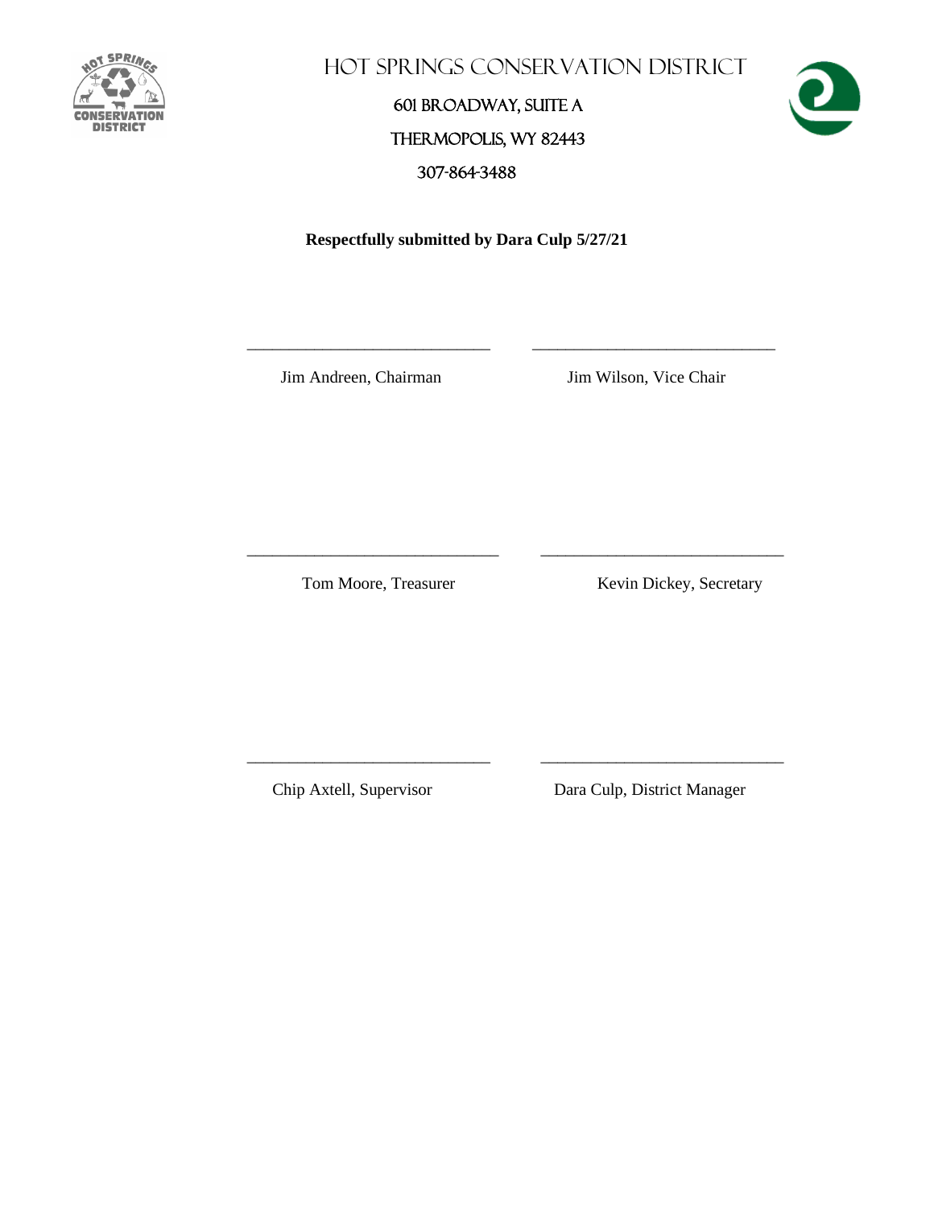# Hot Springs Conservation District

601 Broadway, Suite A

Thermopolis, WY 82443

307-864-3488

**Respectfully submitted by Dara Culp 5/27/21**

| | |
|---|---|
| ______________________________ | ______________________________ |
| Jim Andreen, Chairman | Jim Wilson, Vice Chair |
| ______________________________ | ______________________________ |
| Tom Moore, Treasurer | Kevin Dickey, Secretary |
| ______________________________ | ______________________________ |
| Chip Axtell, Supervisor | Dara Culp, District Manager |